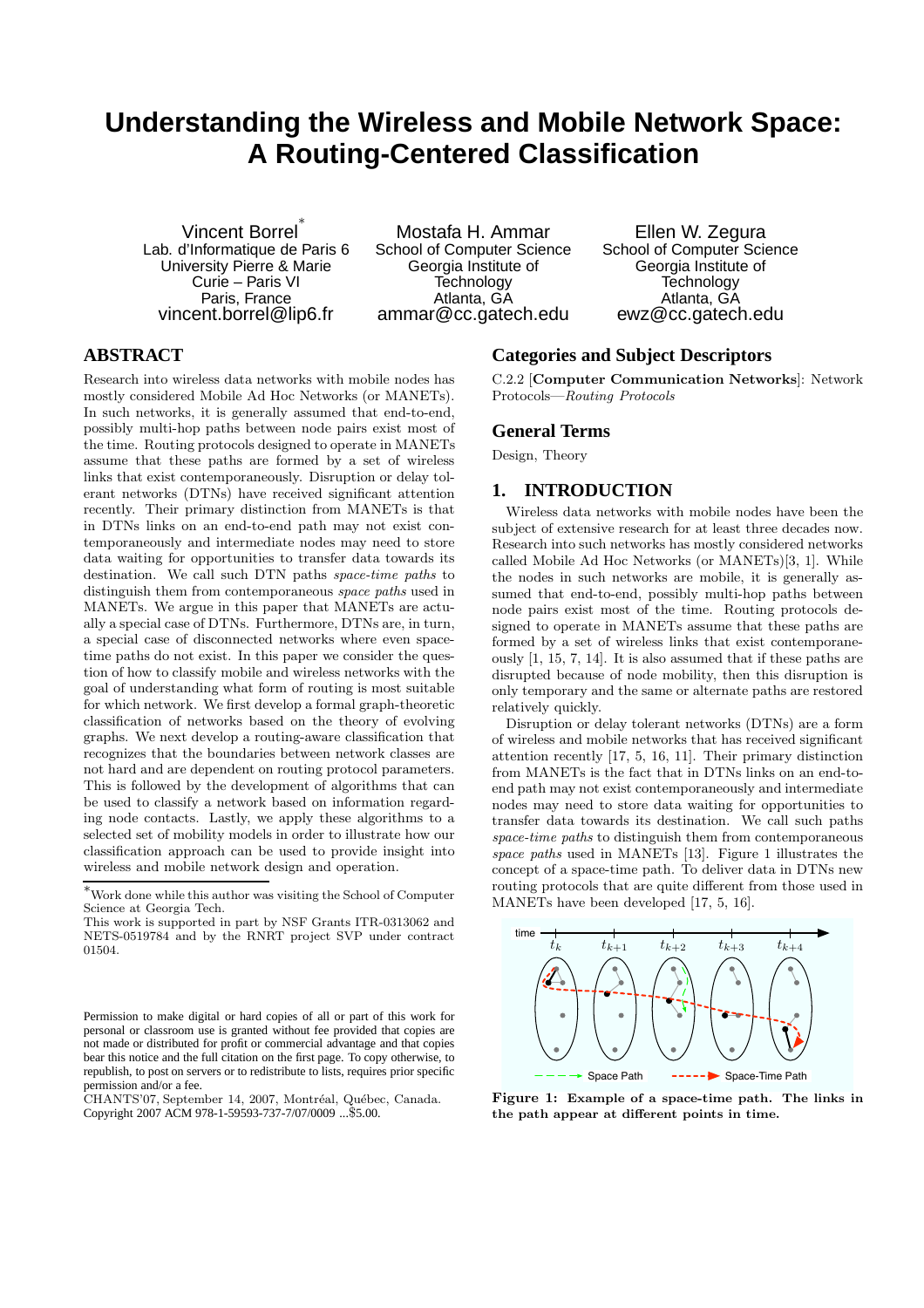# Understanding the Wireless and Mobile Network Space: A Routing-Centered Classification

Vincent Borrel[*]
Lab. d'Informatique de Paris 6
University Pierre & Marie Curie – Paris VI
Paris, France
vincent.borrel@lip6.fr

Mostafa H. Ammar
School of Computer Science
Georgia Institute of Technology
Atlanta, GA
ammar@cc.gatech.edu

Ellen W. Zegura
School of Computer Science
Georgia Institute of Technology
Atlanta, GA
ewz@cc.gatech.edu

## ABSTRACT

Research into wireless data networks with mobile nodes has mostly considered Mobile Ad Hoc Networks (or MANETs). In such networks, it is generally assumed that end-to-end, possibly multi-hop paths between node pairs exist most of the time. Routing protocols designed to operate in MANETs assume that these paths are formed by a set of wireless links that exist contemporaneously. Disruption or delay tolerant networks (DTNs) have received significant attention recently. Their primary distinction from MANETs is that in DTNs links on an end-to-end path may not exist contemporaneously and intermediate nodes may need to store data waiting for opportunities to transfer data towards its destination. We call such DTN paths *space-time paths* to distinguish them from contemporaneous *space paths* used in MANETs. We argue in this paper that MANETs are actually a special case of DTNs. Furthermore, DTNs are, in turn, a special case of disconnected networks where even space-time paths do not exist. In this paper we consider the question of how to classify mobile and wireless networks with the goal of understanding what form of routing is most suitable for which network. We first develop a formal graph-theoretic classification of networks based on the theory of evolving graphs. We next develop a routing-aware classification that recognizes that the boundaries between network classes are not hard and are dependent on routing protocol parameters. This is followed by the development of algorithms that can be used to classify a network based on information regarding node contacts. Lastly, we apply these algorithms to a selected set of mobility models in order to illustrate how our classification approach can be used to provide insight into wireless and mobile network design and operation.

[*]Work done while this author was visiting the School of Computer Science at Georgia Tech.
This work is supported in part by NSF Grants ITR-0313062 and NETS-0519784 and by the RNRT project SVP under contract 01504.

Permission to make digital or hard copies of all or part of this work for personal or classroom use is granted without fee provided that copies are not made or distributed for profit or commercial advantage and that copies bear this notice and the full citation on the first page. To copy otherwise, to republish, to post on servers or to redistribute to lists, requires prior specific permission and/or a fee.
CHANTS'07, September 14, 2007, Montréal, Québec, Canada.
Copyright 2007 ACM 978-1-59593-737-7/07/0009 ...$5.00.

## Categories and Subject Descriptors

C.2.2 [**Computer Communication Networks**]: Network Protocols—*Routing Protocols*

## General Terms

Design, Theory

## 1. INTRODUCTION

Wireless data networks with mobile nodes have been the subject of extensive research for at least three decades now. Research into such networks has mostly considered networks called Mobile Ad Hoc Networks (or MANETs)[3, 1]. While the nodes in such networks are mobile, it is generally assumed that end-to-end, possibly multi-hop paths between node pairs exist most of the time. Routing protocols designed to operate in MANETs assume that these paths are formed by a set of wireless links that exist contemporaneously [1, 15, 7, 14]. It is also assumed that if these paths are disrupted because of node mobility, then this disruption is only temporary and the same or alternate paths are restored relatively quickly.

Disruption or delay tolerant networks (DTNs) are a form of wireless and mobile networks that has received significant attention recently [17, 5, 16, 11]. Their primary distinction from MANETs is the fact that in DTNs links on an end-to-end path may not exist contemporaneously and intermediate nodes may need to store data waiting for opportunities to transfer data towards its destination. We call such paths *space-time paths* to distinguish them from contemporaneous *space paths* used in MANETs [13]. Figure 1 illustrates the concept of a space-time path. To deliver data in DTNs new routing protocols that are quite different from those used in MANETs have been developed [17, 5, 16].

**Figure 1: Example of a space-time path. The links in the path appear at different points in time.**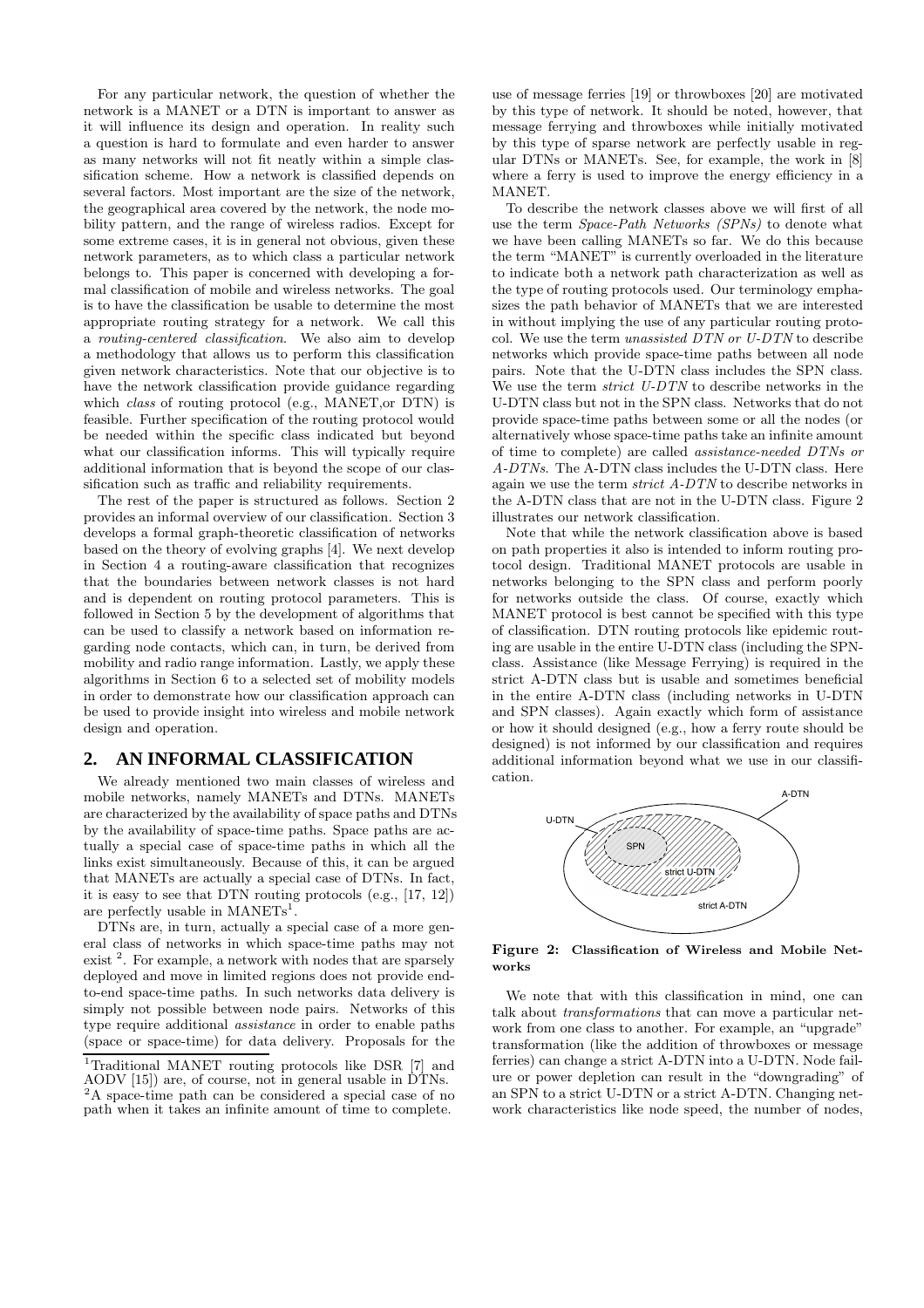For any particular network, the question of whether the network is a MANET or a DTN is important to answer as it will influence its design and operation. In reality such a question is hard to formulate and even harder to answer as many networks will not fit neatly within a simple classification scheme. How a network is classified depends on several factors. Most important are the size of the network, the geographical area covered by the network, the node mobility pattern, and the range of wireless radios. Except for some extreme cases, it is in general not obvious, given these network parameters, as to which class a particular network belongs to. This paper is concerned with developing a formal classification of mobile and wireless networks. The goal is to have the classification be usable to determine the most appropriate routing strategy for a network. We call this a *routing-centered classification*. We also aim to develop a methodology that allows us to perform this classification given network characteristics. Note that our objective is to have the network classification provide guidance regarding which *class* of routing protocol (e.g., MANET,or DTN) is feasible. Further specification of the routing protocol would be needed within the specific class indicated but beyond what our classification informs. This will typically require additional information that is beyond the scope of our classification such as traffic and reliability requirements.

The rest of the paper is structured as follows. Section 2 provides an informal overview of our classification. Section 3 develops a formal graph-theoretic classification of networks based on the theory of evolving graphs [4]. We next develop in Section 4 a routing-aware classification that recognizes that the boundaries between network classes is not hard and is dependent on routing protocol parameters. This is followed in Section 5 by the development of algorithms that can be used to classify a network based on information regarding node contacts, which can, in turn, be derived from mobility and radio range information. Lastly, we apply these algorithms in Section 6 to a selected set of mobility models in order to demonstrate how our classification approach can be used to provide insight into wireless and mobile network design and operation.

## 2. AN INFORMAL CLASSIFICATION

We already mentioned two main classes of wireless and mobile networks, namely MANETs and DTNs. MANETs are characterized by the availability of space paths and DTNs by the availability of space-time paths. Space paths are actually a special case of space-time paths in which all the links exist simultaneously. Because of this, it can be argued that MANETs are actually a special case of DTNs. In fact, it is easy to see that DTN routing protocols (e.g., [17, 12]) are perfectly usable in MANETs[1].

DTNs are, in turn, actually a special case of a more general class of networks in which space-time paths may not exist [2]. For example, a network with nodes that are sparsely deployed and move in limited regions does not provide end-to-end space-time paths. In such networks data delivery is simply not possible between node pairs. Networks of this type require additional *assistance* in order to enable paths (space or space-time) for data delivery. Proposals for the use of message ferries [19] or throwboxes [20] are motivated by this type of network. It should be noted, however, that message ferrying and throwboxes while initially motivated by this type of sparse network are perfectly usable in regular DTNs or MANETs. See, for example, the work in [8] where a ferry is used to improve the energy efficiency in a MANET.

To describe the network classes above we will first of all use the term *Space-Path Networks (SPNs)* to denote what we have been calling MANETs so far. We do this because the term "MANET" is currently overloaded in the literature to indicate both a network path characterization as well as the type of routing protocols used. Our terminology emphasizes the path behavior of MANETs that we are interested in without implying the use of any particular routing protocol. We use the term *unassisted DTN or U-DTN* to describe networks which provide space-time paths between all node pairs. Note that the U-DTN class includes the SPN class. We use the term *strict U-DTN* to describe networks in the U-DTN class but not in the SPN class. Networks that do not provide space-time paths between some or all the nodes (or alternatively whose space-time paths take an infinite amount of time to complete) are called *assistance-needed DTNs or A-DTNs*. The A-DTN class includes the U-DTN class. Here again we use the term *strict A-DTN* to describe networks in the A-DTN class that are not in the U-DTN class. Figure 2 illustrates our network classification.

Note that while the network classification above is based on path properties it also is intended to inform routing protocol design. Traditional MANET protocols are usable in networks belonging to the SPN class and perform poorly for networks outside the class. Of course, exactly which MANET protocol is best cannot be specified with this type of classification. DTN routing protocols like epidemic routing are usable in the entire U-DTN class (including the SPN-class. Assistance (like Message Ferrying) is required in the strict A-DTN class but is usable and sometimes beneficial in the entire A-DTN class (including networks in U-DTN and SPN classes). Again exactly which form of assistance or how it should designed (e.g., how a ferry route should be designed) is not informed by our classification and requires additional information beyond what we use in our classification.

A-DTN, U-DTN, SPN, strict U-DTN, strict A-DTN

**Figure 2: Classification of Wireless and Mobile Networks**

We note that with this classification in mind, one can talk about *transformations* that can move a particular network from one class to another. For example, an "upgrade" transformation (like the addition of throwboxes or message ferries) can change a strict A-DTN into a U-DTN. Node failure or power depletion can result in the "downgrading" of an SPN to a strict U-DTN or a strict A-DTN. Changing network characteristics like node speed, the number of nodes,

[1] Traditional MANET routing protocols like DSR [7] and AODV [15]) are, of course, not in general usable in DTNs.

[2] A space-time path can be considered a special case of no path when it takes an infinite amount of time to complete.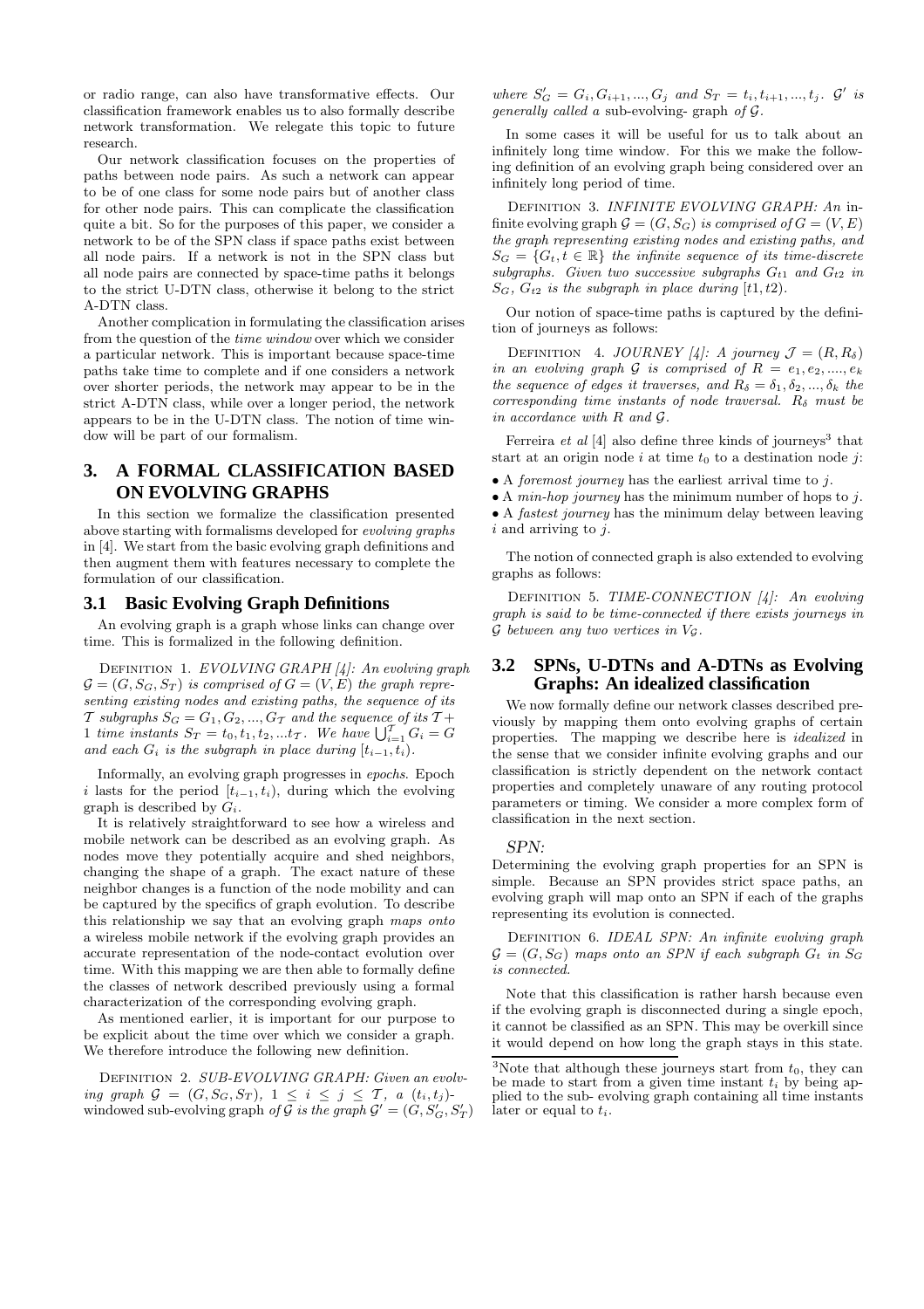or radio range, can also have transformative effects. Our classification framework enables us to also formally describe network transformation. We relegate this topic to future research.

Our network classification focuses on the properties of paths between node pairs. As such a network can appear to be of one class for some node pairs but of another class for other node pairs. This can complicate the classification quite a bit. So for the purposes of this paper, we consider a network to be of the SPN class if space paths exist between all node pairs. If a network is not in the SPN class but all node pairs are connected by space-time paths it belongs to the strict U-DTN class, otherwise it belong to the strict A-DTN class.

Another complication in formulating the classification arises from the question of the *time window* over which we consider a particular network. This is important because space-time paths take time to complete and if one considers a network over shorter periods, the network may appear to be in the strict A-DTN class, while over a longer period, the network appears to be in the U-DTN class. The notion of time window will be part of our formalism.

## 3. A FORMAL CLASSIFICATION BASED ON EVOLVING GRAPHS

In this section we formalize the classification presented above starting with formalisms developed for *evolving graphs* in [4]. We start from the basic evolving graph definitions and then augment them with features necessary to complete the formulation of our classification.

### 3.1 Basic Evolving Graph Definitions

An evolving graph is a graph whose links can change over time. This is formalized in the following definition.

Definition 1. *EVOLVING GRAPH [4]: An evolving graph $\mathcal{G} = (G, S_G, S_T)$ is comprised of $G = (V, E)$ the graph representing existing nodes and existing paths, the sequence of its $\mathcal{T}$ subgraphs $S_G = G_1, G_2, ..., G_{\mathcal{T}}$ and the sequence of its $\mathcal{T} + 1$ time instants $S_T = t_0, t_1, t_2, ...t_{\mathcal{T}}$. We have $\bigcup_{i=1}^{\mathcal{T}} G_i = G$ and each $G_i$ is the subgraph in place during $[t_{i-1}, t_i)$.*

Informally, an evolving graph progresses in *epochs*. Epoch $i$ lasts for the period $[t_{i-1}, t_i)$, during which the evolving graph is described by $G_i$.

It is relatively straightforward to see how a wireless and mobile network can be described as an evolving graph. As nodes move they potentially acquire and shed neighbors, changing the shape of a graph. The exact nature of these neighbor changes is a function of the node mobility and can be captured by the specifics of graph evolution. To describe this relationship we say that an evolving graph *maps onto* a wireless mobile network if the evolving graph provides an accurate representation of the node-contact evolution over time. With this mapping we are then able to formally define the classes of network described previously using a formal characterization of the corresponding evolving graph.

As mentioned earlier, it is important for our purpose to be explicit about the time over which we consider a graph. We therefore introduce the following new definition.

Definition 2. *SUB-EVOLVING GRAPH: Given an evolving graph $\mathcal{G} = (G, S_G, S_T)$, $1 \leq i \leq j \leq \mathcal{T}$, a $(t_i, t_j)$-windowed sub-evolving graph of $\mathcal{G}$ is the graph $\mathcal{G}' = (G, S'_G, S'_T)$ where $S'_G = G_i, G_{i+1}, ..., G_j$ and $S_T = t_i, t_{i+1}, ..., t_j$. $\mathcal{G}'$ is generally called a* sub-evolving- graph *of $\mathcal{G}$.*

In some cases it will be useful for us to talk about an infinitely long time window. For this we make the following definition of an evolving graph being considered over an infinitely long period of time.

Definition 3. *INFINITE EVOLVING GRAPH: An infinite evolving graph $\mathcal{G} = (G, S_G)$ is comprised of $G = (V, E)$ the graph representing existing nodes and existing paths, and $S_G = \{G_t, t \in \mathbb{R}\}$ the infinite sequence of its time-discrete subgraphs. Given two successive subgraphs $G_{t1}$ and $G_{t2}$ in $S_G$, $G_{t2}$ is the subgraph in place during $[t1, t2)$.*

Our notion of space-time paths is captured by the definition of journeys as follows:

Definition 4. *JOURNEY [4]: A journey $\mathcal{J} = (R, R_\delta)$ in an evolving graph $\mathcal{G}$ is comprised of $R = e_1, e_2, ...., e_k$ the sequence of edges it traverses, and $R_\delta = \delta_1, \delta_2, ..., \delta_k$ the corresponding time instants of node traversal. $R_\delta$ must be in accordance with $R$ and $\mathcal{G}$.*

Ferreira *et al* [4] also define three kinds of journeys[3] that start at an origin node $i$ at time $t_0$ to a destination node $j$:

- A *foremost journey* has the earliest arrival time to $j$.
- A *min-hop journey* has the minimum number of hops to $j$.
- A *fastest journey* has the minimum delay between leaving $i$ and arriving to $j$.

The notion of connected graph is also extended to evolving graphs as follows:

Definition 5. *TIME-CONNECTION [4]: An evolving graph is said to be time-connected if there exists journeys in $\mathcal{G}$ between any two vertices in $V_{\mathcal{G}}$.*

### 3.2 SPNs, U-DTNs and A-DTNs as Evolving Graphs: An idealized classification

We now formally define our network classes described previously by mapping them onto evolving graphs of certain properties. The mapping we describe here is *idealized* in the sense that we consider infinite evolving graphs and our classification is strictly dependent on the network contact properties and completely unaware of any routing protocol parameters or timing. We consider a more complex form of classification in the next section.

*SPN:*

Determining the evolving graph properties for an SPN is simple. Because an SPN provides strict space paths, an evolving graph will map onto an SPN if each of the graphs representing its evolution is connected.

Definition 6. *IDEAL SPN: An infinite evolving graph $\mathcal{G} = (G, S_G)$ maps onto an SPN if each subgraph $G_t$ in $S_G$ is connected.*

Note that this classification is rather harsh because even if the evolving graph is disconnected during a single epoch, it cannot be classified as an SPN. This may be overkill since it would depend on how long the graph stays in this state.

[3] Note that although these journeys start from $t_0$, they can be made to start from a given time instant $t_i$ by being applied to the sub- evolving graph containing all time instants later or equal to $t_i$.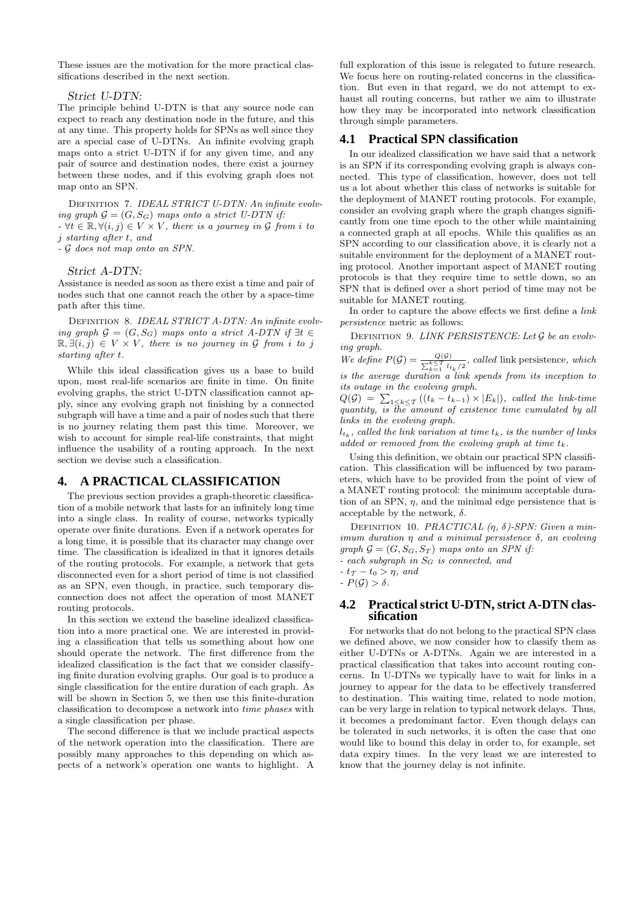These issues are the motivation for the more practical classifications described in the next section.

*Strict U-DTN:*

The principle behind U-DTN is that any source node can expect to reach any destination node in the future, and this at any time. This property holds for SPNs as well since they are a special case of U-DTNs. An infinite evolving graph maps onto a strict U-DTN if for any given time, and any pair of source and destination nodes, there exist a journey between these nodes, and if this evolving graph does not map onto an SPN.

Definition 7. *IDEAL STRICT U-DTN: An infinite evolving graph $\mathcal{G} = (G, S_G)$ maps onto a strict U-DTN if:*
*- $\forall t \in \mathbb{R}, \forall (i,j) \in V \times V$, there is a journey in $\mathcal{G}$ from $i$ to $j$ starting after $t$, and*
*- $\mathcal{G}$ does not map onto an SPN.*

*Strict A-DTN:*

Assistance is needed as soon as there exist a time and pair of nodes such that one cannot reach the other by a space-time path after this time.

Definition 8. *IDEAL STRICT A-DTN: An infinite evolving graph $\mathcal{G} = (G, S_G)$ maps onto a strict A-DTN if $\exists t \in \mathbb{R}, \exists (i,j) \in V \times V$, there is no journey in $\mathcal{G}$ from $i$ to $j$ starting after $t$.*

While this ideal classification gives us a base to build upon, most real-life scenarios are finite in time. On finite evolving graphs, the strict U-DTN classification cannot apply, since any evolving graph not finishing by a connected subgraph will have a time and a pair of nodes such that there is no journey relating them past this time. Moreover, we wish to account for simple real-life constraints, that might influence the usability of a routing approach. In the next section we devise such a classification.

## 4. A PRACTICAL CLASSIFICATION

The previous section provides a graph-theoretic classification of a mobile network that lasts for an infinitely long time into a single class. In reality of course, networks typically operate over finite durations. Even if a network operates for a long time, it is possible that its character may change over time. The classification is idealized in that it ignores details of the routing protocols. For example, a network that gets disconnected even for a short period of time is not classified as an SPN, even though, in practice, such temporary disconnection does not affect the operation of most MANET routing protocols.

In this section we extend the baseline idealized classification into a more practical one. We are interested in providing a classification that tells us something about how one should operate the network. The first difference from the idealized classification is the fact that we consider classifying finite duration evolving graphs. Our goal is to produce a single classification for the entire duration of each graph. As will be shown in Section 5, we then use this finite-duration classification to decompose a network into *time phases* with a single classification per phase.

The second difference is that we include practical aspects of the network operation into the classification. There are possibly many approaches to this depending on which aspects of a network's operation one wants to highlight. A full exploration of this issue is relegated to future research. We focus here on routing-related concerns in the classification. But even in that regard, we do not attempt to exhaust all routing concerns, but rather we aim to illustrate how they may be incorporated into network classification through simple parameters.

### 4.1 Practical SPN classification

In our idealized classification we have said that a network is an SPN if its corresponding evolving graph is always connected. This type of classification, however, does not tell us a lot about whether this class of networks is suitable for the deployment of MANET routing protocols. For example, consider an evolving graph where the graph changes significantly from one time epoch to the other while maintaining a connected graph at all epochs. While this qualifies as an SPN according to our classification above, it is clearly not a suitable environment for the deployment of a MANET routing protocol. Another important aspect of MANET routing protocols is that they require time to settle down, so an SPN that is defined over a short period of time may not be suitable for MANET routing.

In order to capture the above effects we first define a *link persistence* metric as follows:

Definition 9. *LINK PERSISTENCE: Let $\mathcal{G}$ be an evolving graph.*
*We define $P(\mathcal{G}) = \frac{Q(\mathcal{G})}{\sum_{k=1}^{k \leq \mathcal{T}} l_{t_k}/2}$, called* link persistence*, which is the average duration a link spends from its inception to its outage in the evolving graph.*
*$Q(\mathcal{G}) = \sum_{1 \leq k \leq \mathcal{T}} ((t_k - t_{k-1}) \times |E_k|)$, called the link-time quantity, is the amount of existence time cumulated by all links in the evolving graph.*
*$l_{t_k}$, called the link variation at time $t_k$, is the number of links added or removed from the evolving graph at time $t_k$.*

Using this definition, we obtain our practical SPN classification. This classification will be influenced by two parameters, which have to be provided from the point of view of a MANET routing protocol: the minimum acceptable duration of an SPN, $\eta$, and the minimal edge persistence that is acceptable by the network, $\delta$.

Definition 10. *PRACTICAL ($\eta$, $\delta$)-SPN: Given a minimum duration $\eta$ and a minimal persistence $\delta$, an evolving graph $\mathcal{G} = (G, S_G, S_T)$ maps onto an SPN if:*
*- each subgraph in $S_G$ is connected, and*
*- $t_\mathcal{T} - t_0 > \eta$, and*
*- $P(\mathcal{G}) > \delta$.*

### 4.2 Practical strict U-DTN, strict A-DTN classification

For networks that do not belong to the practical SPN class we defined above, we now consider how to classify them as either U-DTNs or A-DTNs. Again we are interested in a practical classification that takes into account routing concerns. In U-DTNs we typically have to wait for links in a journey to appear for the data to be effectively transferred to destination. This waiting time, related to node motion, can be very large in relation to typical network delays. Thus, it becomes a predominant factor. Even though delays can be tolerated in such networks, it is often the case that one would like to bound this delay in order to, for example, set data expiry times. In the very least we are interested to know that the journey delay is not infinite.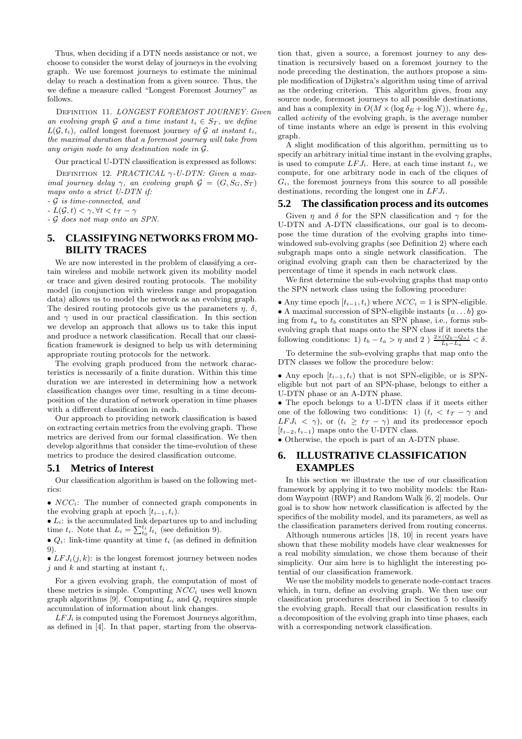Thus, when deciding if a DTN needs assistance or not, we choose to consider the worst delay of journeys in the evolving graph. We use foremost journeys to estimate the minimal delay to reach a destination from a given source. Thus, the we define a measure called "Longest Foremost Journey" as follows.

Definition 11. *LONGEST FOREMOST JOURNEY: Given an evolving graph $\mathcal{G}$ and a time instant $t_i \in S_T$, we define $L(\mathcal{G}, t_i)$, called* longest foremost journey *of $\mathcal{G}$ at instant $t_i$, the maximal duration that a foremost journey will take from any origin node to any destination node in $\mathcal{G}$.*

Our practical U-DTN classification is expressed as follows:

Definition 12. *PRACTICAL $\gamma$-U-DTN: Given a maximal journey delay $\gamma$, an evolving graph $\mathcal{G} = (G, S_G, S_T)$ maps onto a strict U-DTN if:*
*- $\mathcal{G}$ is time-connected, and*
*- $L(\mathcal{G}, t) < \gamma, \forall t < t_{\mathcal{T}} - \gamma$*
*- $\mathcal{G}$ does not map onto an SPN.*

# 5. CLASSIFYING NETWORKS FROM MOBILITY TRACES

We are now interested in the problem of classifying a certain wireless and mobile network given its mobility model or trace and given desired routing protocols. The mobility model (in conjunction with wireless range and propagation data) allows us to model the network as an evolving graph. The desired routing protocols give us the parameters $\eta$, $\delta$, and $\gamma$ used in our practical classification. In this section we develop an approach that allows us to take this input and produce a network classification. Recall that our classification framework is designed to help us with determining appropriate routing protocols for the network.

The evolving graph produced from the network characteristics is necessarily of a finite duration. Within this time duration we are interested in determining how a network classification changes over time, resulting in a time decomposition of the duration of network operation in time phases with a different classification in each.

Our approach to providing network classification is based on extracting certain metrics from the evolving graph. These metrics are derived from our formal classification. We then develop algorithms that consider the time-evolution of these metrics to produce the desired classification outcome.

## 5.1 Metrics of Interest

Our classification algorithm is based on the following metrics:

- $NCC_i$: The number of connected graph components in the evolving graph at epoch $[t_{i-1}, t_i)$.
- $L_i$: is the accumulated link departures up to and including time $t_i$. Note that $L_i = \sum_{t_0}^{t_i} l_{t_i}$ (see definition 9).
- $Q_i$: link-time quantity at time $t_i$ (as defined in definition 9).
- $LFJ_i(j, k)$: is the longest foremost journey between nodes $j$ and $k$ and starting at instant $t_i$.

For a given evolving graph, the computation of most of these metrics is simple. Computing $NCC_i$ uses well known graph algorithms [9]. Computing $L_i$ and $Q_i$ requires simple accumulation of information about link changes.

$LFJ_i$ is computed using the Foremost Journeys algorithm, as defined in [4]. In that paper, starting from the observation that, given a source, a foremost journey to any destination is recursively based on a foremost journey to the node preceding the destination, the authors propose a simple modification of Dijkstra's algorithm using time of arrival as the ordering criterion. This algorithm gives, from any source node, foremost journeys to all possible destinations, and has a complexity in $O(M \times (\log \delta_E + \log N))$, where $\delta_E$, called *activity* of the evolving graph, is the average number of time instants where an edge is present in this evolving graph.

A slight modification of this algorithm, permitting us to specify an arbitrary initial time instant in the evolving graphs, is used to compute $LFJ_i$. Here, at each time instant $t_i$, we compute, for one arbitrary node in each of the cliques of $G_i$, the foremost journeys from this source to all possible destinations, recording the longest one in $LFJ_i$.

## 5.2 The classification process and its outcomes

Given $\eta$ and $\delta$ for the SPN classification and $\gamma$ for the U-DTN and A-DTN classifications, our goal is to decompose the time duration of the evolving graphs into time-windowed sub-evolving graphs (see Definition 2) where each subgraph maps onto a single network classification. The original evolving graph can then be characterized by the percentage of time it spends in each network class.

We first determine the sub-evolving graphs that map onto the SPN network class using the following procedure:

- Any time epoch $[t_{i-1}, t_i)$ where $NCC_i = 1$ is SPN-eligible.
- A maximal succession of SPN-eligible instants $\{a \dots b\}$ going from $t_a$ to $t_b$ constitutes an SPN phase, i.e., forms sub-evolving graph that maps onto the SPN class if it meets the following conditions: 1) $t_b - t_a > \eta$ and 2 ) $\frac{2 \times (Q_b - Q_a)}{L_b - L_a} < \delta$.

To determine the sub-evolving graphs that map onto the DTN classes we follow the procedure below:

- Any epoch $[t_{i-1}, t_i)$ that is not SPN-eligible, or is SPN-eligible but not part of an SPN-phase, belongs to either a U-DTN phase or an A-DTN phase.
- The epoch belongs to a U-DTN class if it meets either one of the following two conditions: 1) ($t_i < t_{\mathcal{T}} - \gamma$ and $LFJ_i < \gamma$), or ($t_i \geq t_{\mathcal{T}} - \gamma$) and its predecessor epoch $[t_{i-2}, t_{i-1})$ maps onto the U-DTN class.
- Otherwise, the epoch is part of an A-DTN phase.

# 6. ILLUSTRATIVE CLASSIFICATION EXAMPLES

In this section we illustrate the use of our classification framework by applying it to two mobility models: the Random Waypoint (RWP) and Random Walk [6, 2] models. Our goal is to show how network classification is affected by the specifics of the mobility model, and its parameters, as well as the classification parameters derived from routing concerns.

Although numerous articles [18, 10] in recent years have shown that these mobility models have clear weaknesses for a real mobility simulation, we chose them because of their simplicity. Our aim here is to highlight the interesting potential of our classification framework.

We use the mobility models to generate node-contact traces which, in turn, define an evolving graph. We then use our classification procedures described in Section 5 to classify the evolving graph. Recall that our classification results in a decomposition of the evolving graph into time phases, each with a corresponding network classification.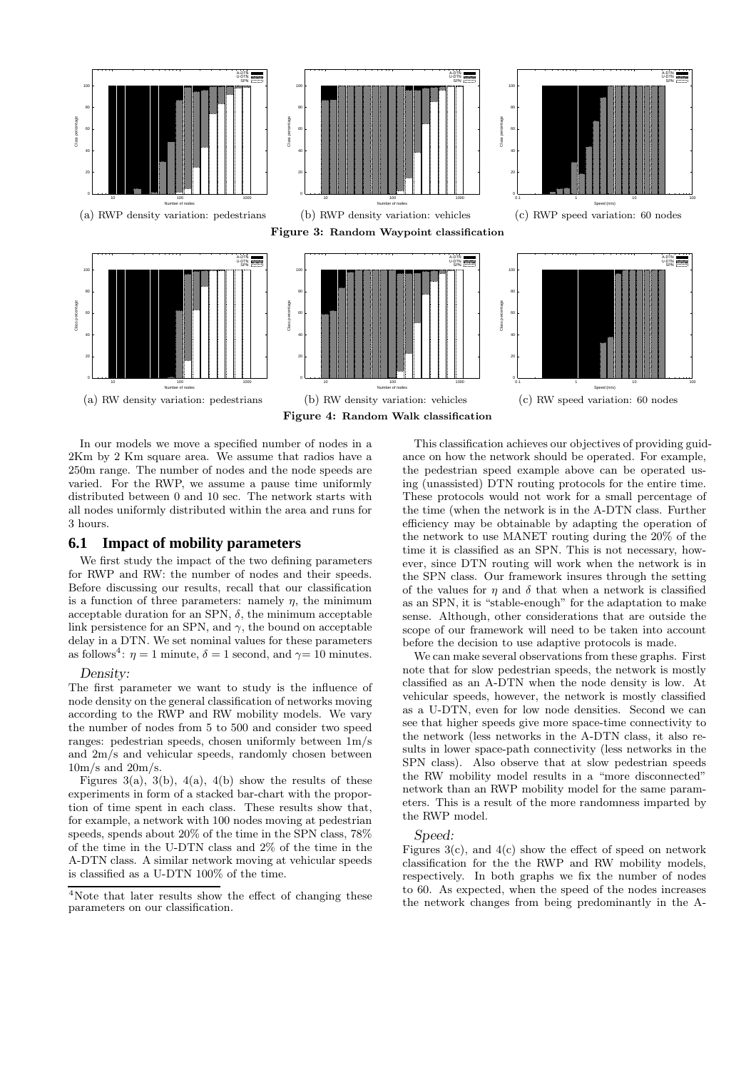(a) RWP density variation: pedestrians

(b) RWP density variation: vehicles

(c) RWP speed variation: 60 nodes

**Figure 3: Random Waypoint classification**

(a) RW density variation: pedestrians

(b) RW density variation: vehicles

(c) RW speed variation: 60 nodes

**Figure 4: Random Walk classification**

In our models we move a specified number of nodes in a 2Km by 2 Km square area. We assume that radios have a 250m range. The number of nodes and the node speeds are varied. For the RWP, we assume a pause time uniformly distributed between 0 and 10 sec. The network starts with all nodes uniformly distributed within the area and runs for 3 hours.

## 6.1 Impact of mobility parameters

We first study the impact of the two defining parameters for RWP and RW: the number of nodes and their speeds. Before discussing our results, recall that our classification is a function of three parameters: namely $\eta$, the minimum acceptable duration for an SPN, $\delta$, the minimum acceptable link persistence for an SPN, and $\gamma$, the bound on acceptable delay in a DTN. We set nominal values for these parameters as follows[4]: $\eta = 1$ minute, $\delta = 1$ second, and $\gamma = 10$ minutes.

*Density:*

The first parameter we want to study is the influence of node density on the general classification of networks moving according to the RWP and RW mobility models. We vary the number of nodes from 5 to 500 and consider two speed ranges: pedestrian speeds, chosen uniformly between 1m/s and 2m/s and vehicular speeds, randomly chosen between 10m/s and 20m/s.

Figures 3(a), 3(b), 4(a), 4(b) show the results of these experiments in form of a stacked bar-chart with the proportion of time spent in each class. These results show that, for example, a network with 100 nodes moving at pedestrian speeds, spends about 20% of the time in the SPN class, 78% of the time in the U-DTN class and 2% of the time in the A-DTN class. A similar network moving at vehicular speeds is classified as a U-DTN 100% of the time.

[4]Note that later results show the effect of changing these parameters on our classification.

This classification achieves our objectives of providing guidance on how the network should be operated. For example, the pedestrian speed example above can be operated using (unassisted) DTN routing protocols for the entire time. These protocols would not work for a small percentage of the time (when the network is in the A-DTN class. Further efficiency may be obtainable by adapting the operation of the network to use MANET routing during the 20% of the time it is classified as an SPN. This is not necessary, however, since DTN routing will work when the network is in the SPN class. Our framework insures through the setting of the values for $\eta$ and $\delta$ that when a network is classified as an SPN, it is "stable-enough" for the adaptation to make sense. Although, other considerations that are outside the scope of our framework will need to be taken into account before the decision to use adaptive protocols is made.

We can make several observations from these graphs. First note that for slow pedestrian speeds, the network is mostly classified as an A-DTN when the node density is low. At vehicular speeds, however, the network is mostly classified as a U-DTN, even for low node densities. Second we can see that higher speeds give more space-time connectivity to the network (less networks in the A-DTN class, it also results in lower space-path connectivity (less networks in the SPN class). Also observe that at slow pedestrian speeds the RW mobility model results in a "more disconnected" network than an RWP mobility model for the same parameters. This is a result of the more randomness imparted by the RWP model.

*Speed:*

Figures 3(c), and 4(c) show the effect of speed on network classification for the the RWP and RW mobility models, respectively. In both graphs we fix the number of nodes to 60. As expected, when the speed of the nodes increases the network changes from being predominantly in the A-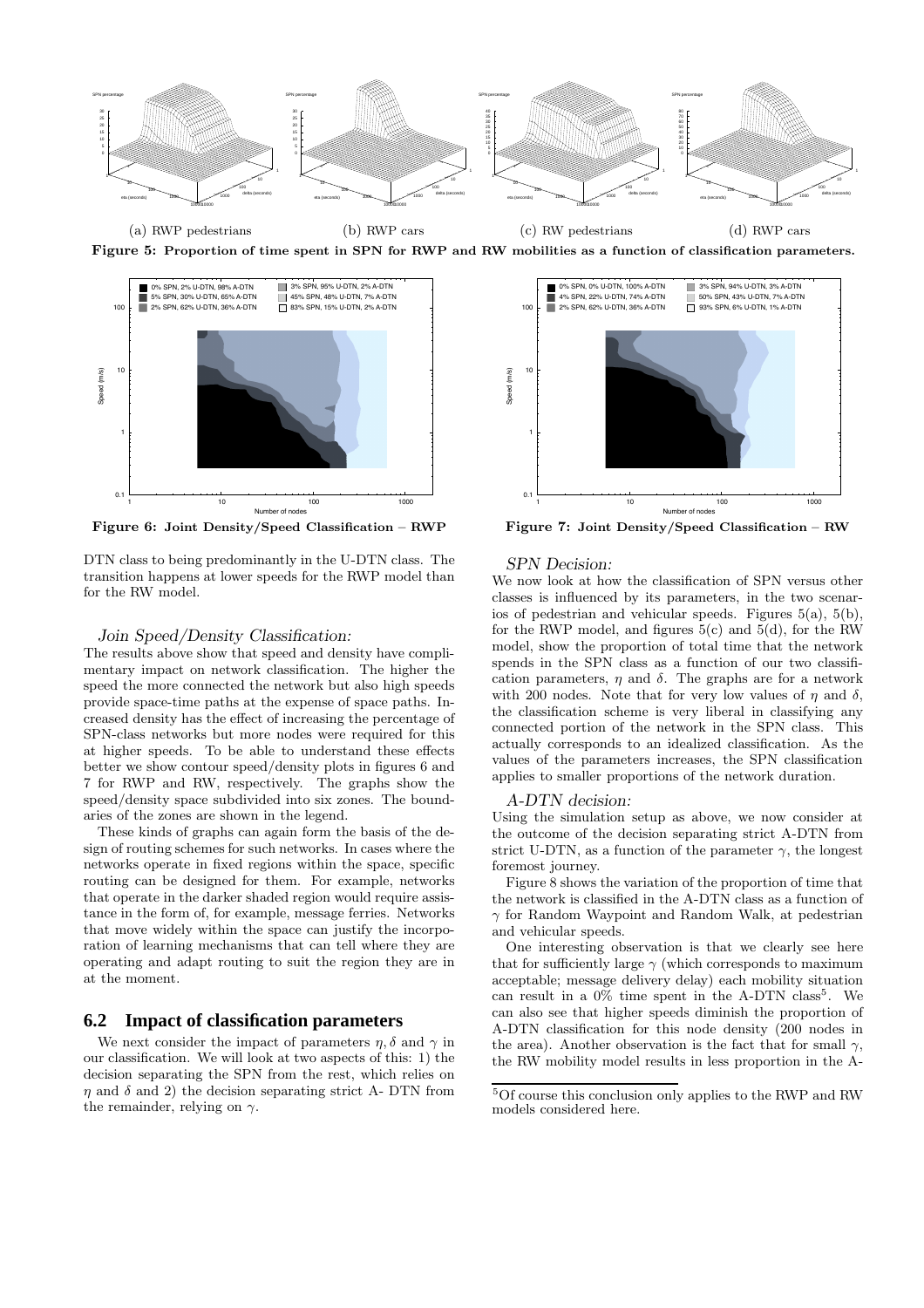(a) RWP pedestrians (b) RWP cars (c) RW pedestrians (d) RWP cars

**Figure 5: Proportion of time spent in SPN for RWP and RW mobilities as a function of classification parameters.**

**Figure 6: Joint Density/Speed Classification – RWP**

**Figure 7: Joint Density/Speed Classification – RW**

DTN class to being predominantly in the U-DTN class. The transition happens at lower speeds for the RWP model than for the RW model.

*Join Speed/Density Classification:*

The results above show that speed and density have complimentary impact on network classification. The higher the speed the more connected the network but also high speeds provide space-time paths at the expense of space paths. Increased density has the effect of increasing the percentage of SPN-class networks but more nodes were required for this at higher speeds. To be able to understand these effects better we show contour speed/density plots in figures 6 and 7 for RWP and RW, respectively. The graphs show the speed/density space subdivided into six zones. The boundaries of the zones are shown in the legend.

These kinds of graphs can again form the basis of the design of routing schemes for such networks. In cases where the networks operate in fixed regions within the space, specific routing can be designed for them. For example, networks that operate in the darker shaded region would require assistance in the form of, for example, message ferries. Networks that move widely within the space can justify the incorporation of learning mechanisms that can tell where they are operating and adapt routing to suit the region they are in at the moment.

## 6.2 Impact of classification parameters

We next consider the impact of parameters $\eta, \delta$ and $\gamma$ in our classification. We will look at two aspects of this: 1) the decision separating the SPN from the rest, which relies on $\eta$ and $\delta$ and 2) the decision separating strict A- DTN from the remainder, relying on $\gamma$.

*SPN Decision:*

We now look at how the classification of SPN versus other classes is influenced by its parameters, in the two scenarios of pedestrian and vehicular speeds. Figures 5(a), 5(b), for the RWP model, and figures 5(c) and 5(d), for the RW model, show the proportion of total time that the network spends in the SPN class as a function of our two classification parameters, $\eta$ and $\delta$. The graphs are for a network with 200 nodes. Note that for very low values of $\eta$ and $\delta$, the classification scheme is very liberal in classifying any connected portion of the network in the SPN class. This actually corresponds to an idealized classification. As the values of the parameters increases, the SPN classification applies to smaller proportions of the network duration.

*A-DTN decision:*

Using the simulation setup as above, we now consider at the outcome of the decision separating strict A-DTN from strict U-DTN, as a function of the parameter $\gamma$, the longest foremost journey.

Figure 8 shows the variation of the proportion of time that the network is classified in the A-DTN class as a function of $\gamma$ for Random Waypoint and Random Walk, at pedestrian and vehicular speeds.

One interesting observation is that we clearly see here that for sufficiently large $\gamma$ (which corresponds to maximum acceptable; message delivery delay) each mobility situation can result in a 0% time spent in the A-DTN class[5]. We can also see that higher speeds diminish the proportion of A-DTN classification for this node density (200 nodes in the area). Another observation is the fact that for small $\gamma$, the RW mobility model results in less proportion in the A-

[5] Of course this conclusion only applies to the RWP and RW models considered here.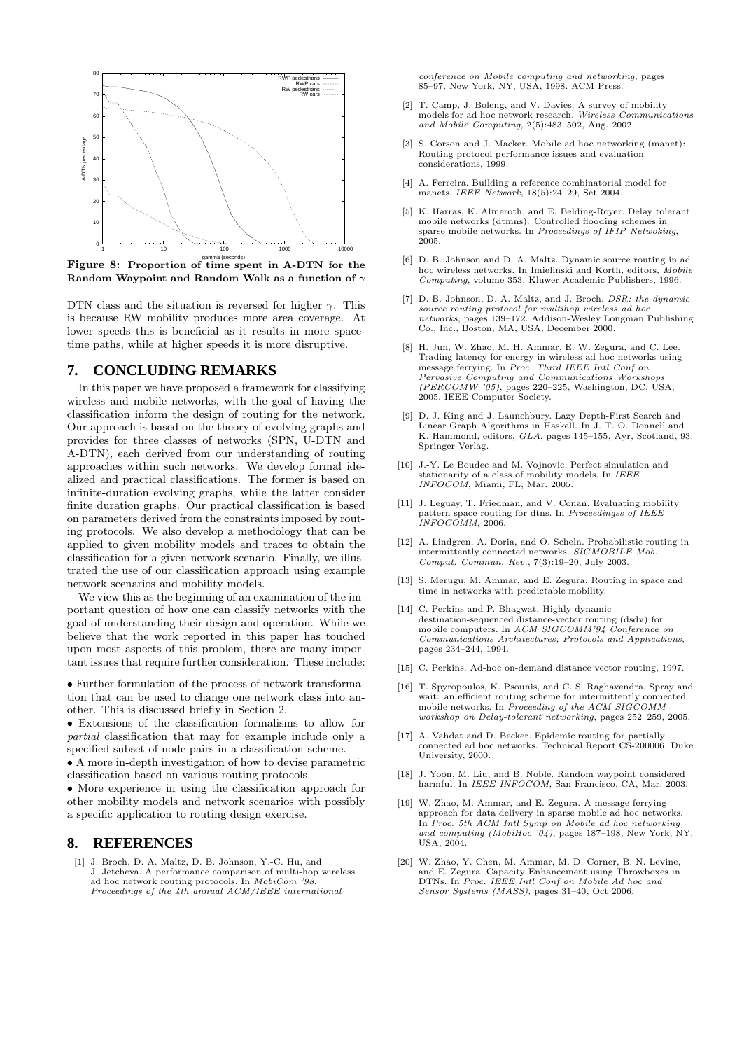80
70
60
50
40
30
20
10
0
1
10
100
1000
10000
A-DTN pecentage
gamma (seconds)
RWP pedestrians
RWP cars
RW pedestrians
RW cars

**Figure 8: Proportion of time spent in A-DTN for the Random Waypoint and Random Walk as a function of $\gamma$**

DTN class and the situation is reversed for higher $\gamma$. This is because RW mobility produces more area coverage. At lower speeds this is beneficial as it results in more space-time paths, while at higher speeds it is more disruptive.

## 7. CONCLUDING REMARKS

In this paper we have proposed a framework for classifying wireless and mobile networks, with the goal of having the classification inform the design of routing for the network. Our approach is based on the theory of evolving graphs and provides for three classes of networks (SPN, U-DTN and A-DTN), each derived from our understanding of routing approaches within such networks. We develop formal idealized and practical classifications. The former is based on infinite-duration evolving graphs, while the latter consider finite duration graphs. Our practical classification is based on parameters derived from the constraints imposed by routing protocols. We also develop a methodology that can be applied to given mobility models and traces to obtain the classification for a given network scenario. Finally, we illustrated the use of our classification approach using example network scenarios and mobility models.

We view this as the beginning of an examination of the important question of how one can classify networks with the goal of understanding their design and operation. While we believe that the work reported in this paper has touched upon most aspects of this problem, there are many important issues that require further consideration. These include:

- Further formulation of the process of network transformation that can be used to change one network class into another. This is discussed briefly in Section 2.
- Extensions of the classification formalisms to allow for *partial* classification that may for example include only a specified subset of node pairs in a classification scheme.
- A more in-depth investigation of how to devise parametric classification based on various routing protocols.
- More experience in using the classification approach for other mobility models and network scenarios with possibly a specific application to routing design exercise.

## 8. REFERENCES

[1] J. Broch, D. A. Maltz, D. B. Johnson, Y.-C. Hu, and J. Jetcheva. A performance comparison of multi-hop wireless ad hoc network routing protocols. In *MobiCom '98: Proceedings of the 4th annual ACM/IEEE international conference on Mobile computing and networking*, pages 85–97, New York, NY, USA, 1998. ACM Press.

[2] T. Camp, J. Boleng, and V. Davies. A survey of mobility models for ad hoc network research. *Wireless Communications and Mobile Computing*, 2(5):483–502, Aug. 2002.

[3] S. Corson and J. Macker. Mobile ad hoc networking (manet): Routing protocol performance issues and evaluation considerations, 1999.

[4] A. Ferreira. Building a reference combinatorial model for manets. *IEEE Network*, 18(5):24–29, Set 2004.

[5] K. Harras, K. Almeroth, and E. Belding-Royer. Delay tolerant mobile networks (dtmns): Controlled flooding schemes in sparse mobile networks. In *Proceedings of IFIP Netwoking*, 2005.

[6] D. B. Johnson and D. A. Maltz. Dynamic source routing in ad hoc wireless networks. In Imielinski and Korth, editors, *Mobile Computing*, volume 353. Kluwer Academic Publishers, 1996.

[7] D. B. Johnson, D. A. Maltz, and J. Broch. *DSR: the dynamic source routing protocol for multihop wireless ad hoc networks*, pages 139–172. Addison-Wesley Longman Publishing Co., Inc., Boston, MA, USA, December 2000.

[8] H. Jun, W. Zhao, M. H. Ammar, E. W. Zegura, and C. Lee. Trading latency for energy in wireless ad hoc networks using message ferrying. In *Proc. Third IEEE Intl Conf on Pervasive Computing and Communications Workshops (PERCOMW '05)*, pages 220–225, Washington, DC, USA, 2005. IEEE Computer Society.

[9] D. J. King and J. Launchbury. Lazy Depth-First Search and Linear Graph Algorithms in Haskell. In J. T. O. Donnell and K. Hammond, editors, *GLA*, pages 145–155, Ayr, Scotland, 93. Springer-Verlag.

[10] J.-Y. Le Boudec and M. Vojnovic. Perfect simulation and stationarity of a class of mobility models. In *IEEE INFOCOM*, Miami, FL, Mar. 2005.

[11] J. Leguay, T. Friedman, and V. Conan. Evaluating mobility pattern space routing for dtns. In *Proceedingss of IEEE INFOCOMM*, 2006.

[12] A. Lindgren, A. Doria, and O. Scheln. Probabilistic routing in intermittently connected networks. *SIGMOBILE Mob. Comput. Commun. Rev.*, 7(3):19–20, July 2003.

[13] S. Merugu, M. Ammar, and E. Zegura. Routing in space and time in networks with predictable mobility.

[14] C. Perkins and P. Bhagwat. Highly dynamic destination-sequenced distance-vector routing (dsdv) for mobile computers. In *ACM SIGCOMM'94 Conference on Communications Architectures, Protocols and Applications*, pages 234–244, 1994.

[15] C. Perkins. Ad-hoc on-demand distance vector routing, 1997.

[16] T. Spyropoulos, K. Psounis, and C. S. Raghavendra. Spray and wait: an efficient routing scheme for intermittently connected mobile networks. In *Proceeding of the ACM SIGCOMM workshop on Delay-tolerant networking*, pages 252–259, 2005.

[17] A. Vahdat and D. Becker. Epidemic routing for partially connected ad hoc networks. Technical Report CS-200006, Duke University, 2000.

[18] J. Yoon, M. Liu, and B. Noble. Random waypoint considered harmful. In *IEEE INFOCOM*, San Francisco, CA, Mar. 2003.

[19] W. Zhao, M. Ammar, and E. Zegura. A message ferrying approach for data delivery in sparse mobile ad hoc networks. In *Proc. 5th ACM Intl Symp on Mobile ad hoc networking and computing (MobiHoc '04)*, pages 187–198, New York, NY, USA, 2004.

[20] W. Zhao, Y. Chen, M. Ammar, M. D. Corner, B. N. Levine, and E. Zegura. Capacity Enhancement using Throwboxes in DTNs. In *Proc. IEEE Intl Conf on Mobile Ad hoc and Sensor Systems (MASS)*, pages 31–40, Oct 2006.